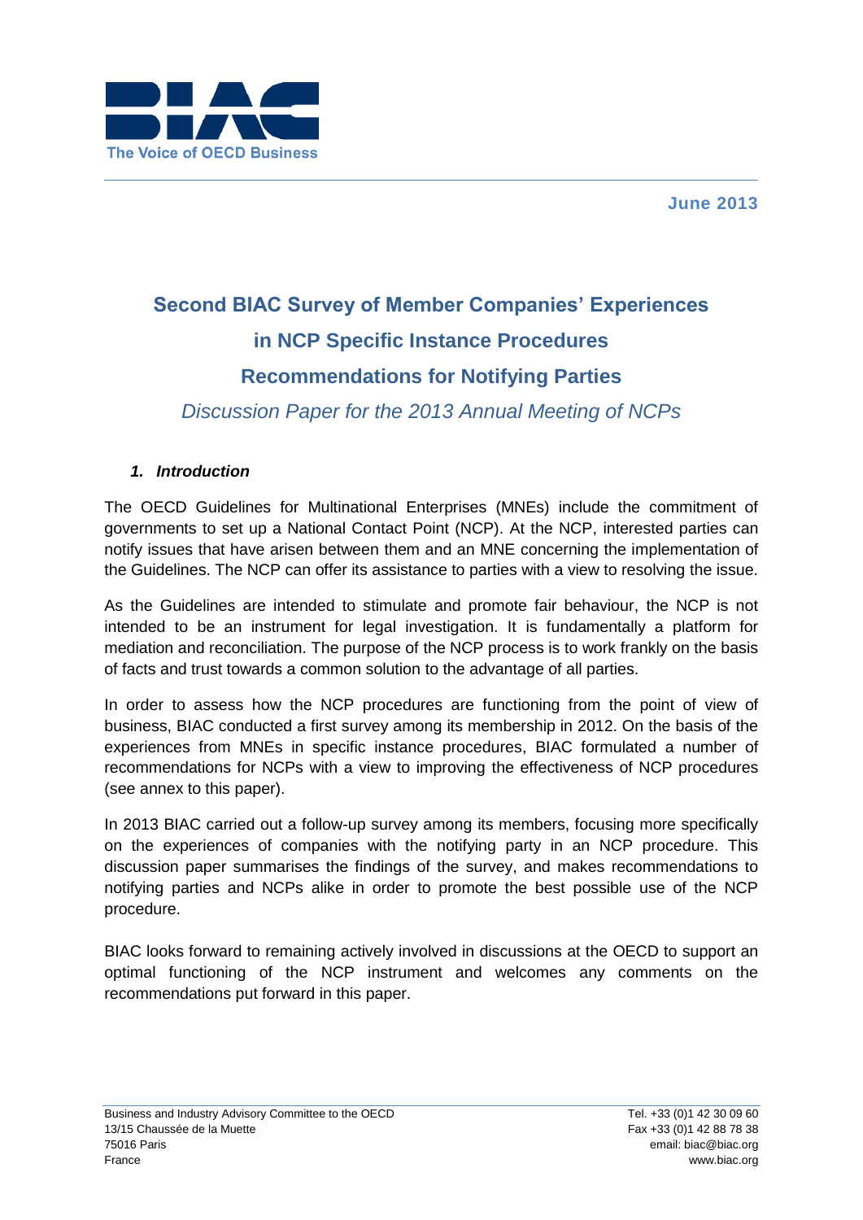The Voice of OECD Business

June 2013

# Second BIAC Survey of Member Companies' Experiences in NCP Specific Instance Procedures

## Recommendations for Notifying Parties

*Discussion Paper for the 2013 Annual Meeting of NCPs*

### *1. Introduction*

The OECD Guidelines for Multinational Enterprises (MNEs) include the commitment of governments to set up a National Contact Point (NCP). At the NCP, interested parties can notify issues that have arisen between them and an MNE concerning the implementation of the Guidelines. The NCP can offer its assistance to parties with a view to resolving the issue.

As the Guidelines are intended to stimulate and promote fair behaviour, the NCP is not intended to be an instrument for legal investigation. It is fundamentally a platform for mediation and reconciliation. The purpose of the NCP process is to work frankly on the basis of facts and trust towards a common solution to the advantage of all parties.

In order to assess how the NCP procedures are functioning from the point of view of business, BIAC conducted a first survey among its membership in 2012. On the basis of the experiences from MNEs in specific instance procedures, BIAC formulated a number of recommendations for NCPs with a view to improving the effectiveness of NCP procedures (see annex to this paper).

In 2013 BIAC carried out a follow-up survey among its members, focusing more specifically on the experiences of companies with the notifying party in an NCP procedure. This discussion paper summarises the findings of the survey, and makes recommendations to notifying parties and NCPs alike in order to promote the best possible use of the NCP procedure.

BIAC looks forward to remaining actively involved in discussions at the OECD to support an optimal functioning of the NCP instrument and welcomes any comments on the recommendations put forward in this paper.

Business and Industry Advisory Committee to the OECD
13/15 Chaussée de la Muette
75016 Paris
France

Tel. +33 (0)1 42 30 09 60
Fax +33 (0)1 42 88 78 38
email: biac@biac.org
www.biac.org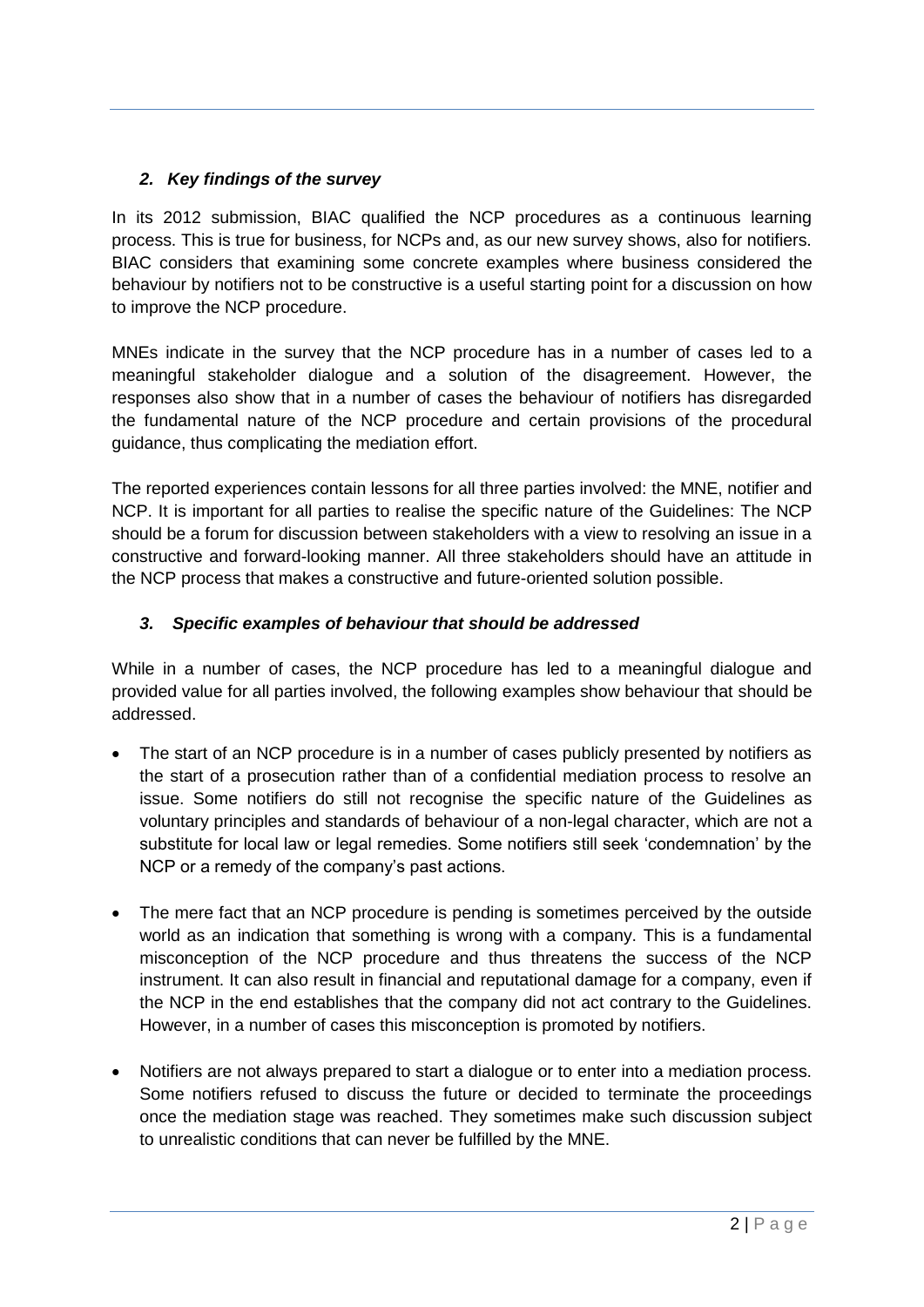### *2. Key findings of the survey*

In its 2012 submission, BIAC qualified the NCP procedures as a continuous learning process. This is true for business, for NCPs and, as our new survey shows, also for notifiers. BIAC considers that examining some concrete examples where business considered the behaviour by notifiers not to be constructive is a useful starting point for a discussion on how to improve the NCP procedure.

MNEs indicate in the survey that the NCP procedure has in a number of cases led to a meaningful stakeholder dialogue and a solution of the disagreement. However, the responses also show that in a number of cases the behaviour of notifiers has disregarded the fundamental nature of the NCP procedure and certain provisions of the procedural guidance, thus complicating the mediation effort.

The reported experiences contain lessons for all three parties involved: the MNE, notifier and NCP. It is important for all parties to realise the specific nature of the Guidelines: The NCP should be a forum for discussion between stakeholders with a view to resolving an issue in a constructive and forward-looking manner. All three stakeholders should have an attitude in the NCP process that makes a constructive and future-oriented solution possible.

### *3. Specific examples of behaviour that should be addressed*

While in a number of cases, the NCP procedure has led to a meaningful dialogue and provided value for all parties involved, the following examples show behaviour that should be addressed.

- The start of an NCP procedure is in a number of cases publicly presented by notifiers as the start of a prosecution rather than of a confidential mediation process to resolve an issue. Some notifiers do still not recognise the specific nature of the Guidelines as voluntary principles and standards of behaviour of a non-legal character, which are not a substitute for local law or legal remedies. Some notifiers still seek 'condemnation' by the NCP or a remedy of the company's past actions.

- The mere fact that an NCP procedure is pending is sometimes perceived by the outside world as an indication that something is wrong with a company. This is a fundamental misconception of the NCP procedure and thus threatens the success of the NCP instrument. It can also result in financial and reputational damage for a company, even if the NCP in the end establishes that the company did not act contrary to the Guidelines. However, in a number of cases this misconception is promoted by notifiers.

- Notifiers are not always prepared to start a dialogue or to enter into a mediation process. Some notifiers refused to discuss the future or decided to terminate the proceedings once the mediation stage was reached. They sometimes make such discussion subject to unrealistic conditions that can never be fulfilled by the MNE.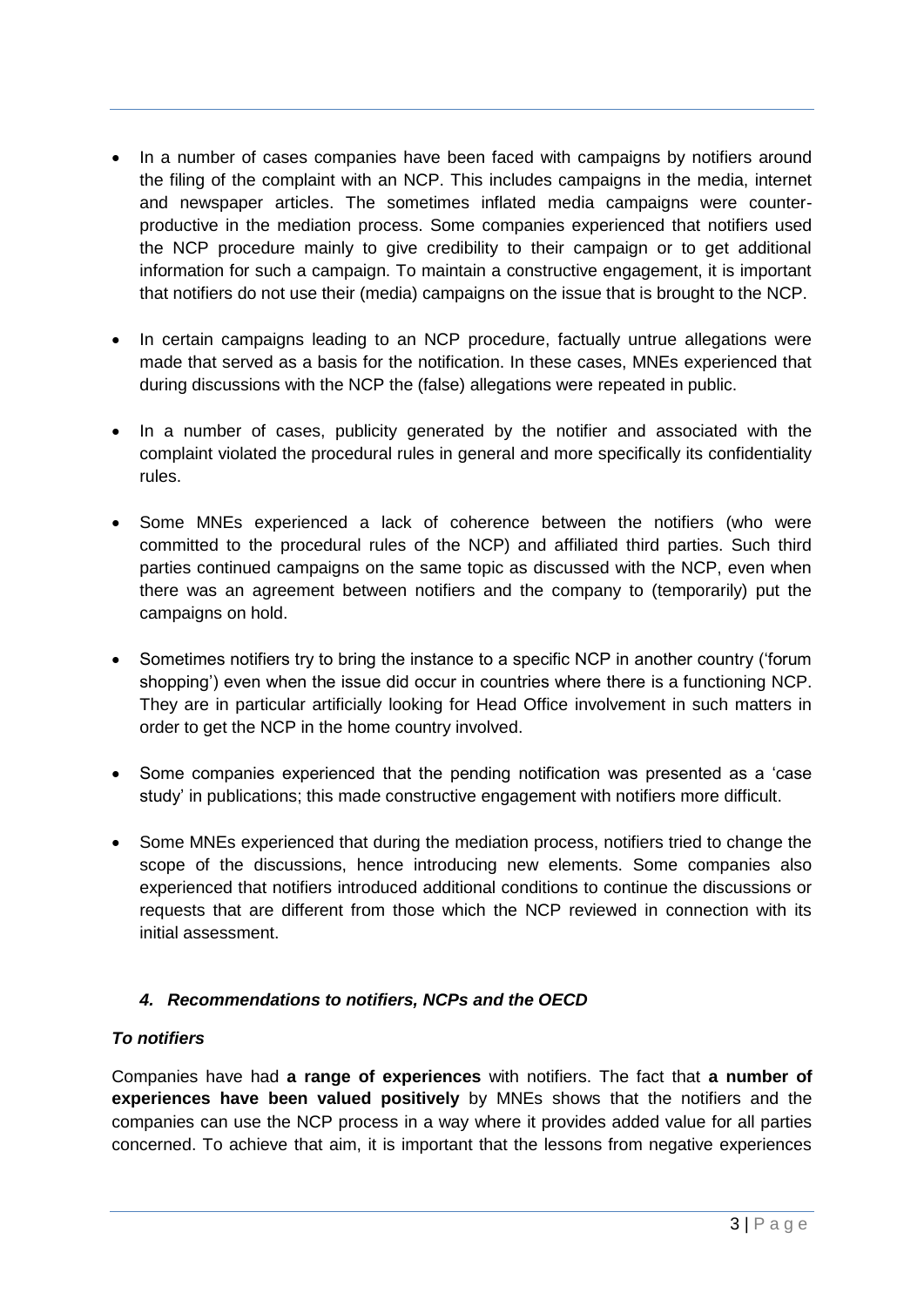- In a number of cases companies have been faced with campaigns by notifiers around the filing of the complaint with an NCP. This includes campaigns in the media, internet and newspaper articles. The sometimes inflated media campaigns were counter-productive in the mediation process. Some companies experienced that notifiers used the NCP procedure mainly to give credibility to their campaign or to get additional information for such a campaign. To maintain a constructive engagement, it is important that notifiers do not use their (media) campaigns on the issue that is brought to the NCP.

- In certain campaigns leading to an NCP procedure, factually untrue allegations were made that served as a basis for the notification. In these cases, MNEs experienced that during discussions with the NCP the (false) allegations were repeated in public.

- In a number of cases, publicity generated by the notifier and associated with the complaint violated the procedural rules in general and more specifically its confidentiality rules.

- Some MNEs experienced a lack of coherence between the notifiers (who were committed to the procedural rules of the NCP) and affiliated third parties. Such third parties continued campaigns on the same topic as discussed with the NCP, even when there was an agreement between notifiers and the company to (temporarily) put the campaigns on hold.

- Sometimes notifiers try to bring the instance to a specific NCP in another country ('forum shopping') even when the issue did occur in countries where there is a functioning NCP. They are in particular artificially looking for Head Office involvement in such matters in order to get the NCP in the home country involved.

- Some companies experienced that the pending notification was presented as a 'case study' in publications; this made constructive engagement with notifiers more difficult.

- Some MNEs experienced that during the mediation process, notifiers tried to change the scope of the discussions, hence introducing new elements. Some companies also experienced that notifiers introduced additional conditions to continue the discussions or requests that are different from those which the NCP reviewed in connection with its initial assessment.

### *4. Recommendations to notifiers, NCPs and the OECD*

***To notifiers***

Companies have had **a range of experiences** with notifiers. The fact that **a number of experiences have been valued positively** by MNEs shows that the notifiers and the companies can use the NCP process in a way where it provides added value for all parties concerned. To achieve that aim, it is important that the lessons from negative experiences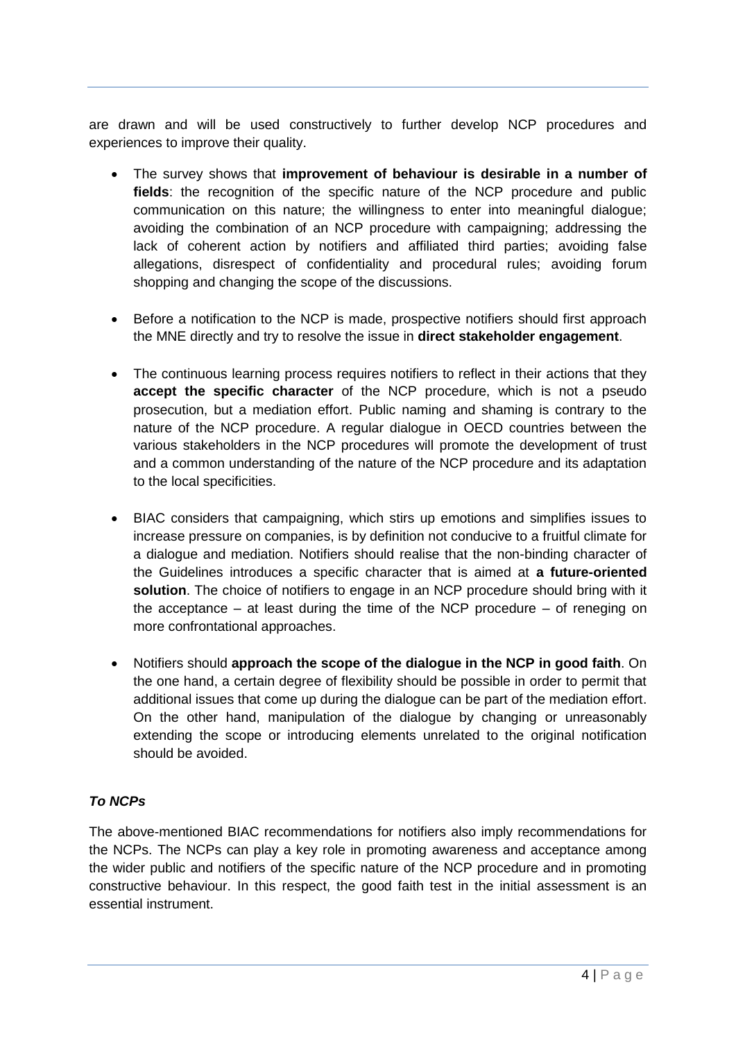are drawn and will be used constructively to further develop NCP procedures and experiences to improve their quality.

- The survey shows that **improvement of behaviour is desirable in a number of fields**: the recognition of the specific nature of the NCP procedure and public communication on this nature; the willingness to enter into meaningful dialogue; avoiding the combination of an NCP procedure with campaigning; addressing the lack of coherent action by notifiers and affiliated third parties; avoiding false allegations, disrespect of confidentiality and procedural rules; avoiding forum shopping and changing the scope of the discussions.

- Before a notification to the NCP is made, prospective notifiers should first approach the MNE directly and try to resolve the issue in **direct stakeholder engagement**.

- The continuous learning process requires notifiers to reflect in their actions that they **accept the specific character** of the NCP procedure, which is not a pseudo prosecution, but a mediation effort. Public naming and shaming is contrary to the nature of the NCP procedure. A regular dialogue in OECD countries between the various stakeholders in the NCP procedures will promote the development of trust and a common understanding of the nature of the NCP procedure and its adaptation to the local specificities.

- BIAC considers that campaigning, which stirs up emotions and simplifies issues to increase pressure on companies, is by definition not conducive to a fruitful climate for a dialogue and mediation. Notifiers should realise that the non-binding character of the Guidelines introduces a specific character that is aimed at **a future-oriented solution**. The choice of notifiers to engage in an NCP procedure should bring with it the acceptance – at least during the time of the NCP procedure – of reneging on more confrontational approaches.

- Notifiers should **approach the scope of the dialogue in the NCP in good faith**. On the one hand, a certain degree of flexibility should be possible in order to permit that additional issues that come up during the dialogue can be part of the mediation effort. On the other hand, manipulation of the dialogue by changing or unreasonably extending the scope or introducing elements unrelated to the original notification should be avoided.

***To NCPs***

The above-mentioned BIAC recommendations for notifiers also imply recommendations for the NCPs. The NCPs can play a key role in promoting awareness and acceptance among the wider public and notifiers of the specific nature of the NCP procedure and in promoting constructive behaviour. In this respect, the good faith test in the initial assessment is an essential instrument.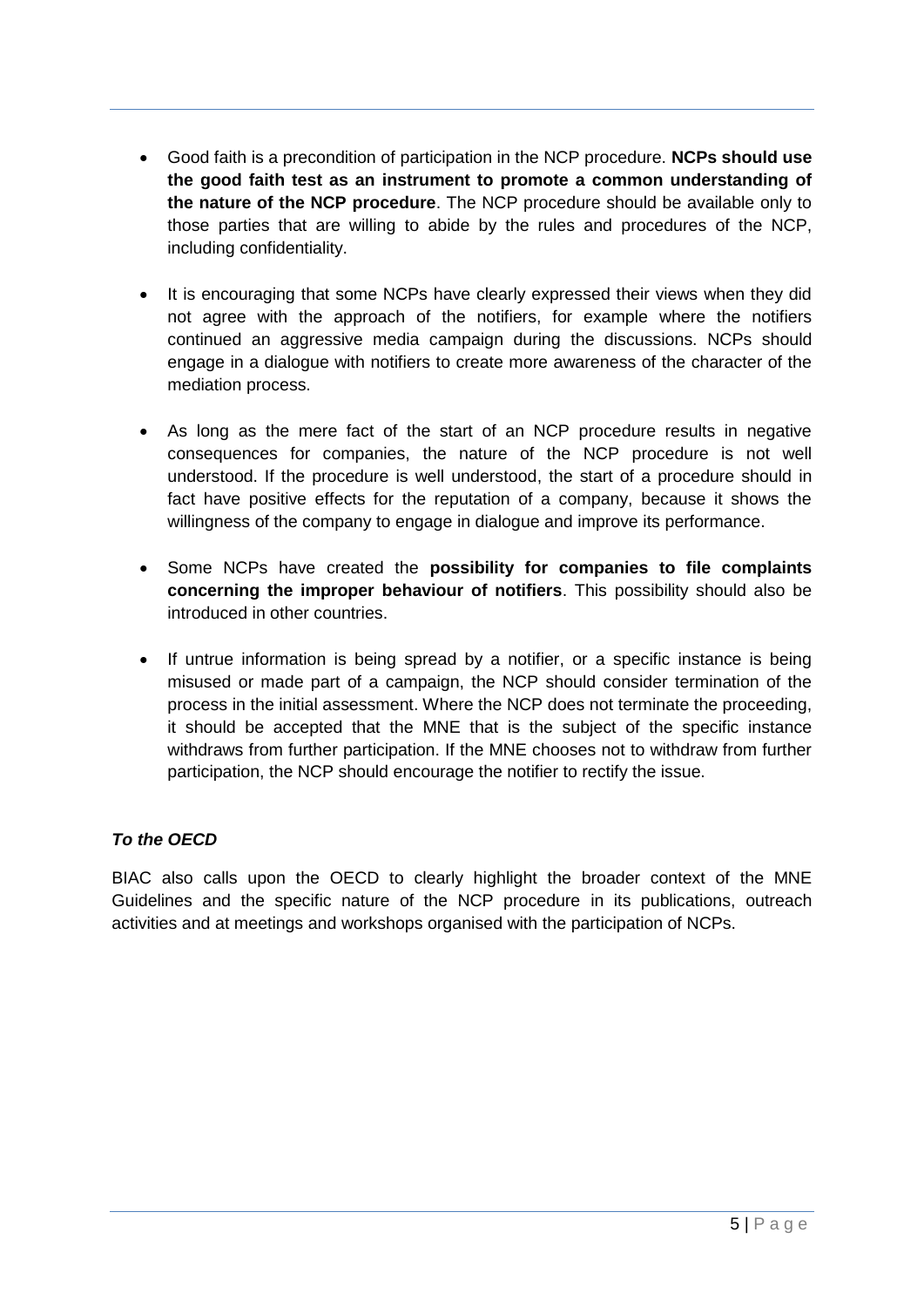- Good faith is a precondition of participation in the NCP procedure. **NCPs should use the good faith test as an instrument to promote a common understanding of the nature of the NCP procedure**. The NCP procedure should be available only to those parties that are willing to abide by the rules and procedures of the NCP, including confidentiality.

- It is encouraging that some NCPs have clearly expressed their views when they did not agree with the approach of the notifiers, for example where the notifiers continued an aggressive media campaign during the discussions. NCPs should engage in a dialogue with notifiers to create more awareness of the character of the mediation process.

- As long as the mere fact of the start of an NCP procedure results in negative consequences for companies, the nature of the NCP procedure is not well understood. If the procedure is well understood, the start of a procedure should in fact have positive effects for the reputation of a company, because it shows the willingness of the company to engage in dialogue and improve its performance.

- Some NCPs have created the **possibility for companies to file complaints concerning the improper behaviour of notifiers**. This possibility should also be introduced in other countries.

- If untrue information is being spread by a notifier, or a specific instance is being misused or made part of a campaign, the NCP should consider termination of the process in the initial assessment. Where the NCP does not terminate the proceeding, it should be accepted that the MNE that is the subject of the specific instance withdraws from further participation. If the MNE chooses not to withdraw from further participation, the NCP should encourage the notifier to rectify the issue.

***To the OECD***

BIAC also calls upon the OECD to clearly highlight the broader context of the MNE Guidelines and the specific nature of the NCP procedure in its publications, outreach activities and at meetings and workshops organised with the participation of NCPs.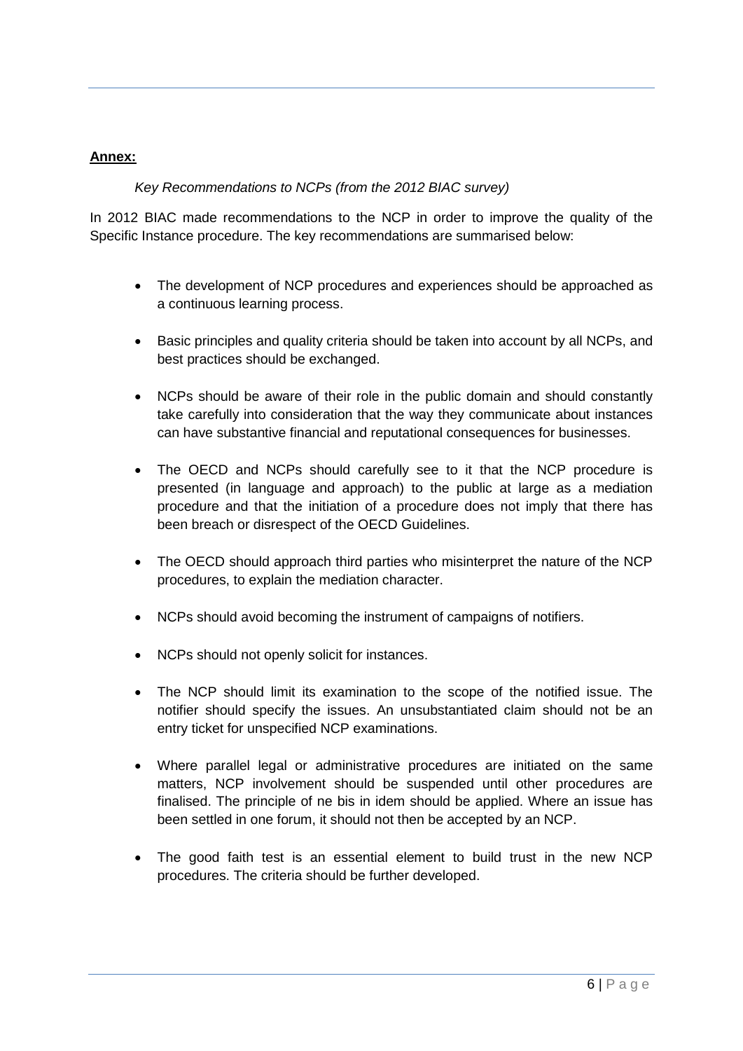**Annex:**

*Key Recommendations to NCPs (from the 2012 BIAC survey)*

In 2012 BIAC made recommendations to the NCP in order to improve the quality of the Specific Instance procedure. The key recommendations are summarised below:

- The development of NCP procedures and experiences should be approached as a continuous learning process.
- Basic principles and quality criteria should be taken into account by all NCPs, and best practices should be exchanged.
- NCPs should be aware of their role in the public domain and should constantly take carefully into consideration that the way they communicate about instances can have substantive financial and reputational consequences for businesses.
- The OECD and NCPs should carefully see to it that the NCP procedure is presented (in language and approach) to the public at large as a mediation procedure and that the initiation of a procedure does not imply that there has been breach or disrespect of the OECD Guidelines.
- The OECD should approach third parties who misinterpret the nature of the NCP procedures, to explain the mediation character.
- NCPs should avoid becoming the instrument of campaigns of notifiers.
- NCPs should not openly solicit for instances.
- The NCP should limit its examination to the scope of the notified issue. The notifier should specify the issues. An unsubstantiated claim should not be an entry ticket for unspecified NCP examinations.
- Where parallel legal or administrative procedures are initiated on the same matters, NCP involvement should be suspended until other procedures are finalised. The principle of ne bis in idem should be applied. Where an issue has been settled in one forum, it should not then be accepted by an NCP.
- The good faith test is an essential element to build trust in the new NCP procedures. The criteria should be further developed.